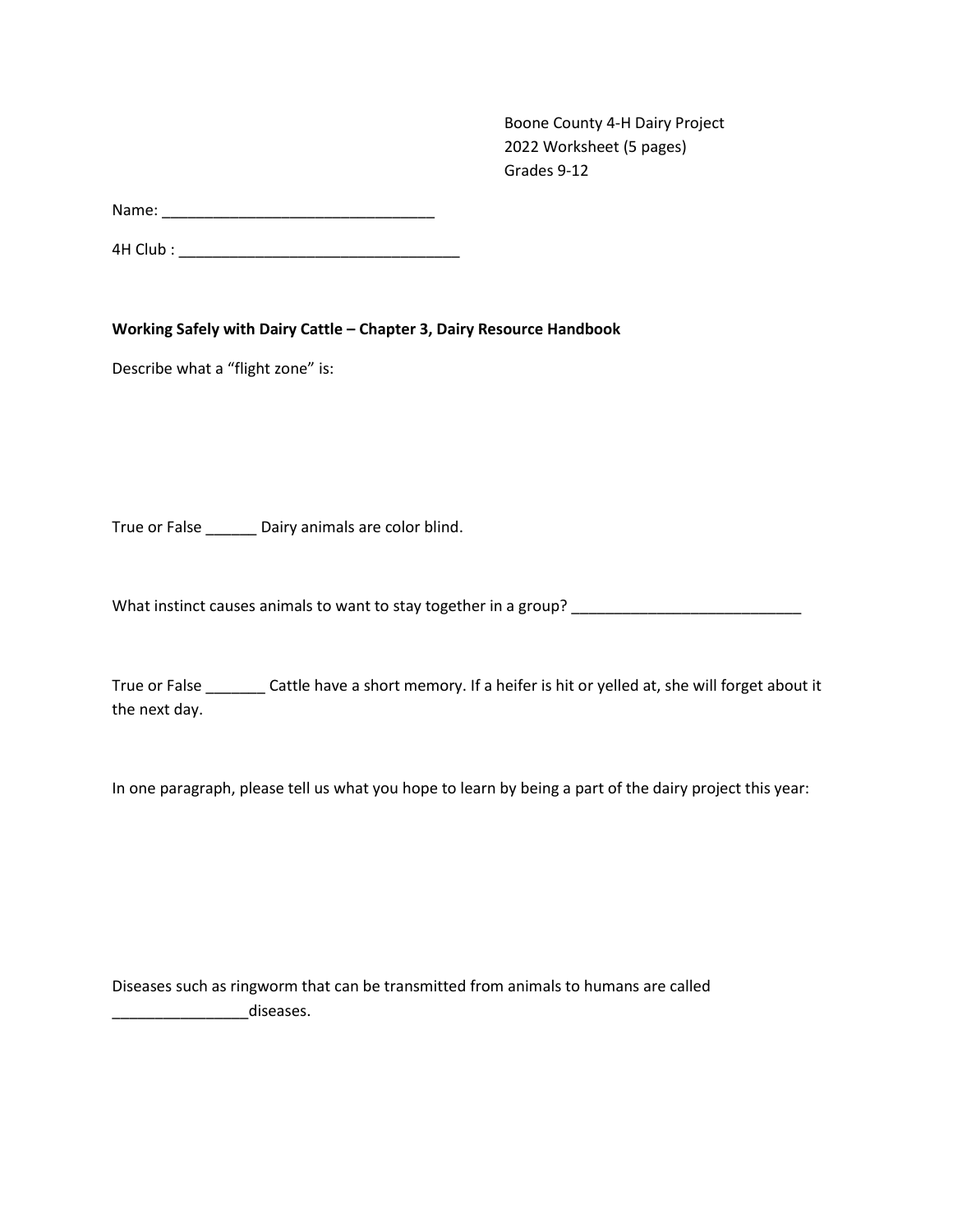Boone County 4-H Dairy Project
2022 Worksheet (5 pages)
Grades 9-12

Name: ________________________________

4H Club : _________________________________

**Working Safely with Dairy Cattle – Chapter 3, Dairy Resource Handbook**

Describe what a "flight zone" is:

True or False ______ Dairy animals are color blind.

What instinct causes animals to want to stay together in a group? ___________________________

True or False _______ Cattle have a short memory. If a heifer is hit or yelled at, she will forget about it the next day.

In one paragraph, please tell us what you hope to learn by being a part of the dairy project this year:

Diseases such as ringworm that can be transmitted from animals to humans are called ________________diseases.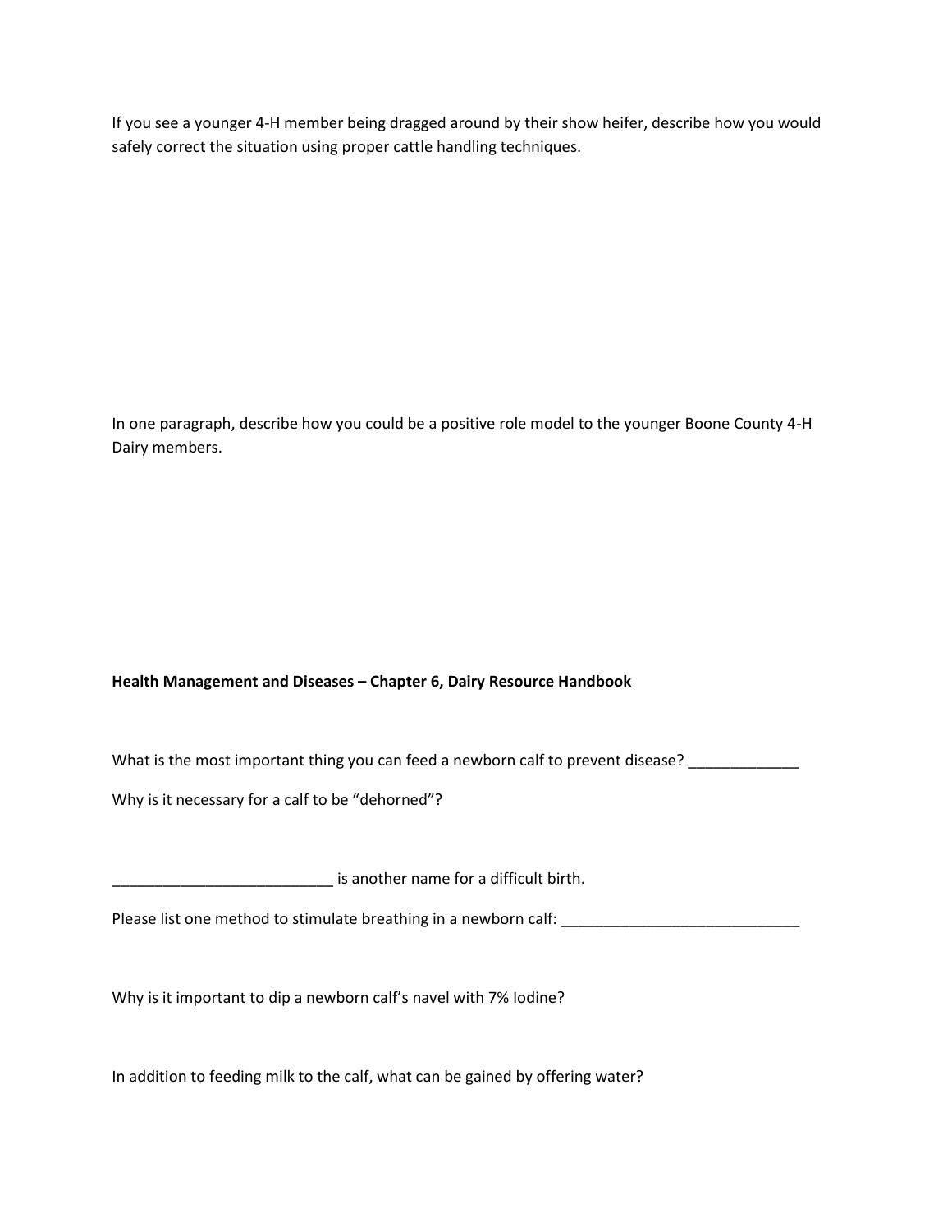If you see a younger 4-H member being dragged around by their show heifer, describe how you would safely correct the situation using proper cattle handling techniques.

In one paragraph, describe how you could be a positive role model to the younger Boone County 4-H Dairy members.

**Health Management and Diseases – Chapter 6, Dairy Resource Handbook**

What is the most important thing you can feed a newborn calf to prevent disease? _____________

Why is it necessary for a calf to be "dehorned"?

__________________________ is another name for a difficult birth.

Please list one method to stimulate breathing in a newborn calf: ____________________________

Why is it important to dip a newborn calf's navel with 7% Iodine?

In addition to feeding milk to the calf, what can be gained by offering water?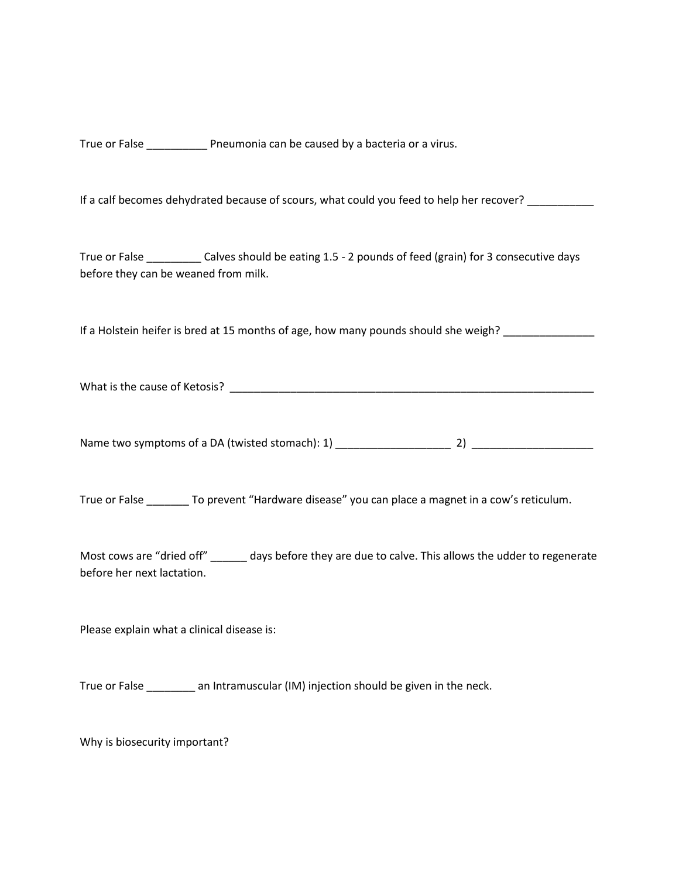True or False __________ Pneumonia can be caused by a bacteria or a virus.

If a calf becomes dehydrated because of scours, what could you feed to help her recover? ___________

True or False _________ Calves should be eating 1.5 - 2 pounds of feed (grain) for 3 consecutive days before they can be weaned from milk.

If a Holstein heifer is bred at 15 months of age, how many pounds should she weigh? _______________

What is the cause of Ketosis? _______________________________________________________________

Name two symptoms of a DA (twisted stomach): 1) ___________________ 2) ____________________

True or False _______ To prevent "Hardware disease" you can place a magnet in a cow's reticulum.

Most cows are "dried off" ______ days before they are due to calve. This allows the udder to regenerate before her next lactation.

Please explain what a clinical disease is:

True or False ________ an Intramuscular (IM) injection should be given in the neck.

Why is biosecurity important?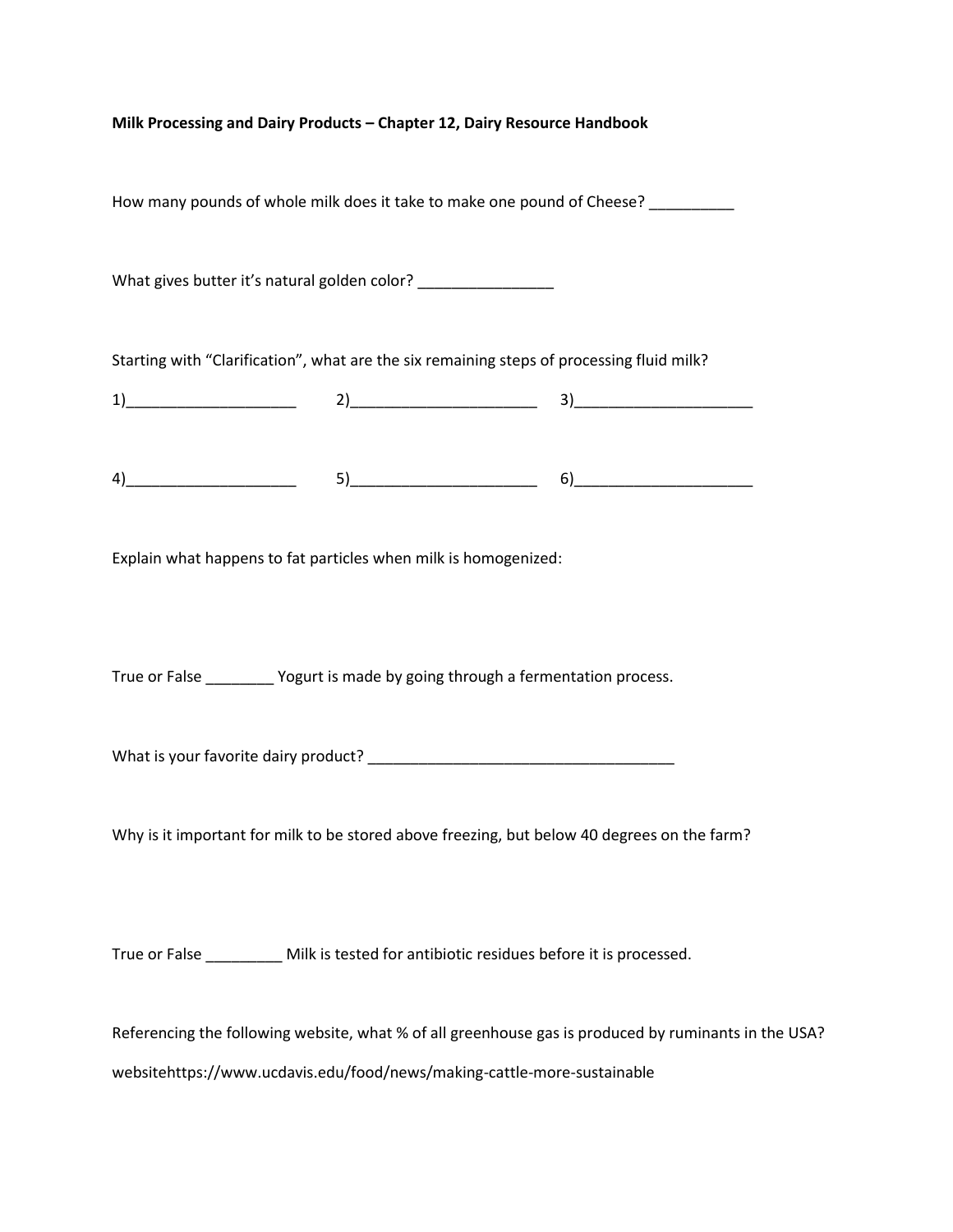**Milk Processing and Dairy Products – Chapter 12, Dairy Resource Handbook**

How many pounds of whole milk does it take to make one pound of Cheese? __________

What gives butter it's natural golden color? ________________

Starting with "Clarification", what are the six remaining steps of processing fluid milk?

1)____________________ 2)______________________ 3)_____________________

4)____________________ 5)______________________ 6)_____________________

Explain what happens to fat particles when milk is homogenized:

True or False ________ Yogurt is made by going through a fermentation process.

What is your favorite dairy product? ____________________________________

Why is it important for milk to be stored above freezing, but below 40 degrees on the farm?

True or False _________ Milk is tested for antibiotic residues before it is processed.

Referencing the following website, what % of all greenhouse gas is produced by ruminants in the USA?

websitehttps://www.ucdavis.edu/food/news/making-cattle-more-sustainable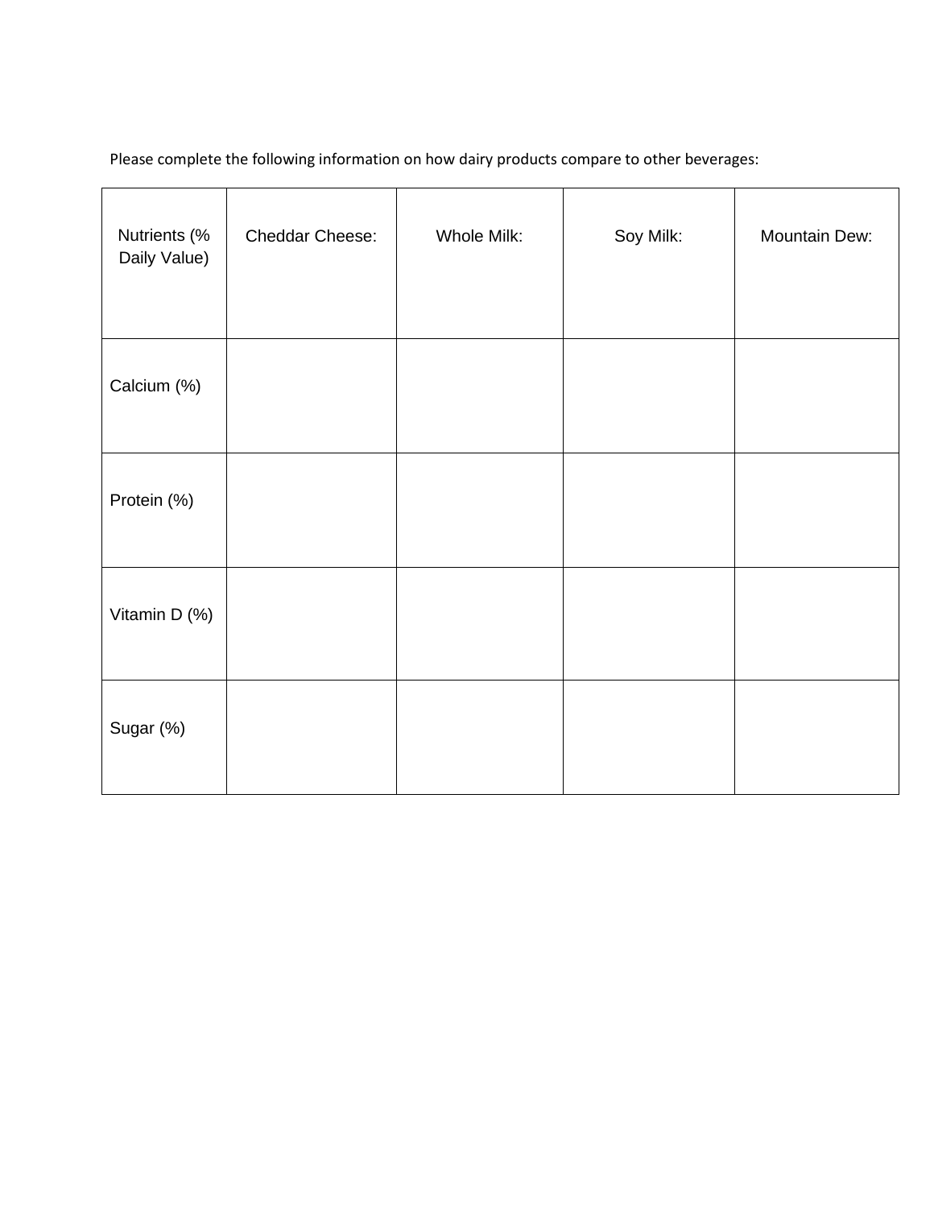Please complete the following information on how dairy products compare to other beverages:

| Nutrients (% Daily Value) | Cheddar Cheese: | Whole Milk: | Soy Milk: | Mountain Dew: |
|---|---|---|---|---|
| Calcium (%) | | | | |
| Protein (%) | | | | |
| Vitamin D (%) | | | | |
| Sugar (%) | | | | |